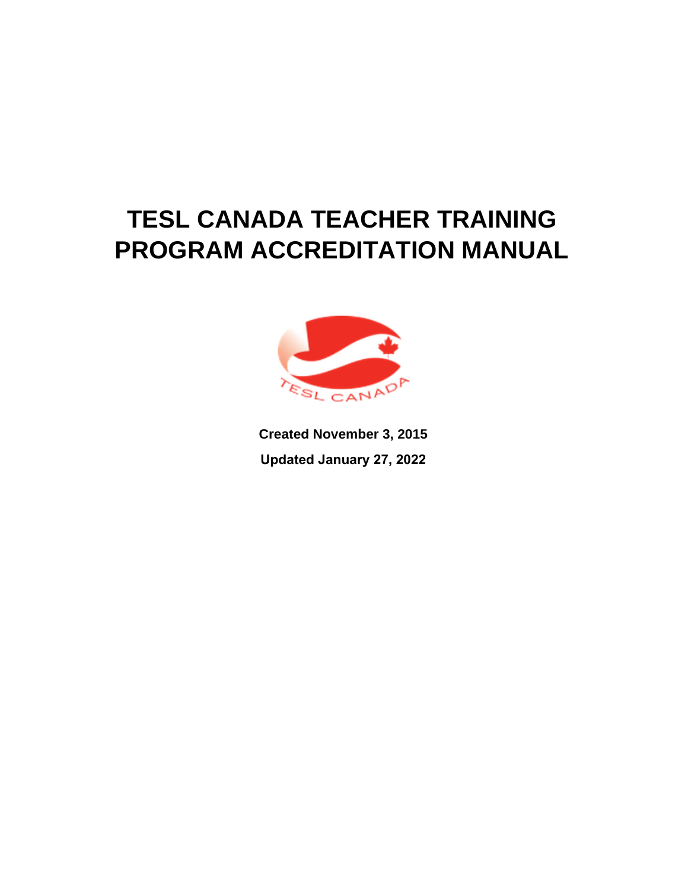# TESL CANADA TEACHER TRAINING PROGRAM ACCREDITATION MANUAL

**Created November 3, 2015**

**Updated January 27, 2022**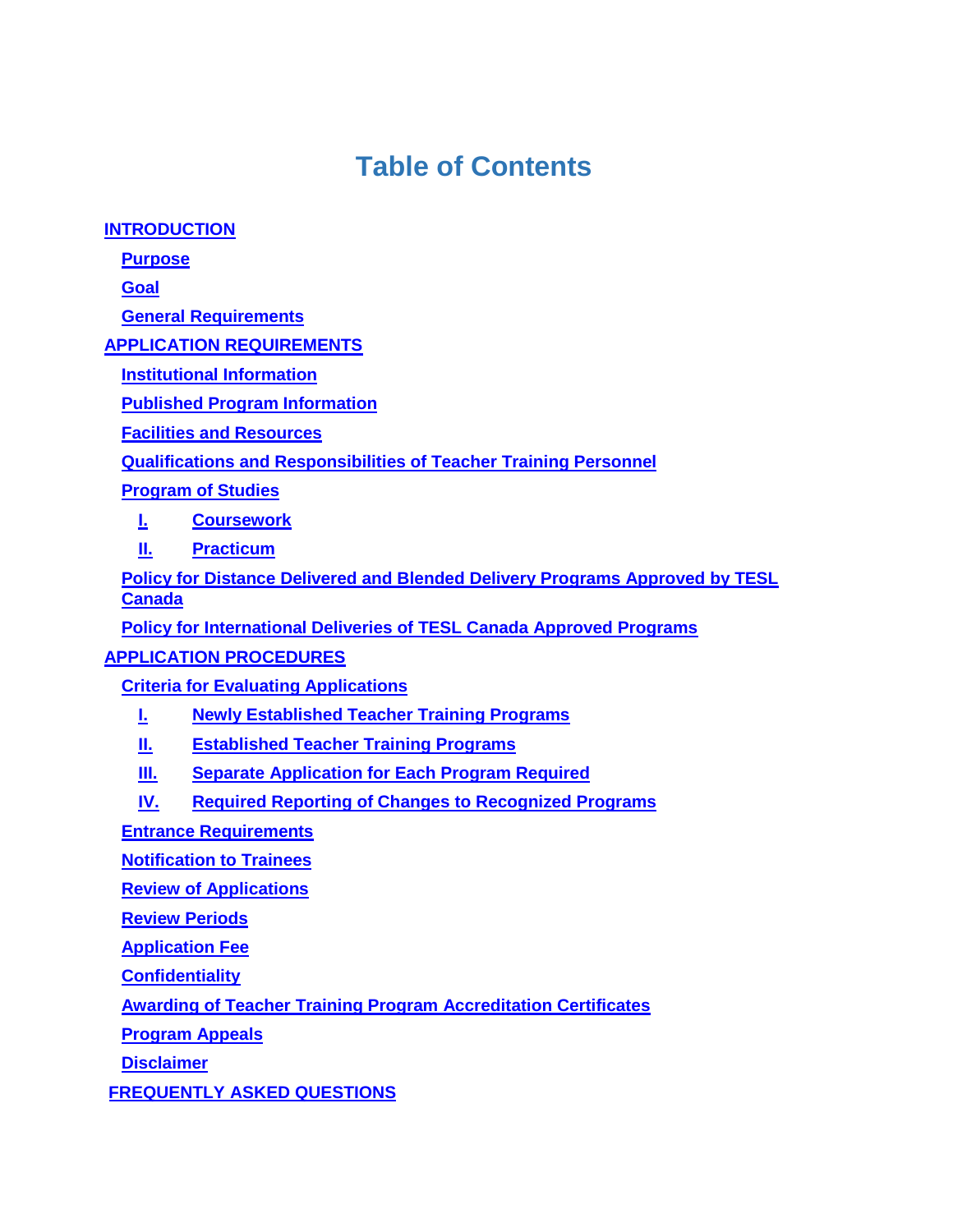# Table of Contents

- INTRODUCTION
  - Purpose
  - Goal
  - General Requirements
- APPLICATION REQUIREMENTS
  - Institutional Information
  - Published Program Information
  - Facilities and Resources
  - Qualifications and Responsibilities of Teacher Training Personnel
  - Program of Studies
    - I. Coursework
    - II. Practicum
  - Policy for Distance Delivered and Blended Delivery Programs Approved by TESL Canada
  - Policy for International Deliveries of TESL Canada Approved Programs
- APPLICATION PROCEDURES
  - Criteria for Evaluating Applications
    - I. Newly Established Teacher Training Programs
    - II. Established Teacher Training Programs
    - III. Separate Application for Each Program Required
    - IV. Required Reporting of Changes to Recognized Programs
  - Entrance Requirements
  - Notification to Trainees
  - Review of Applications
  - Review Periods
  - Application Fee
  - Confidentiality
  - Awarding of Teacher Training Program Accreditation Certificates
  - Program Appeals
  - Disclaimer
- FREQUENTLY ASKED QUESTIONS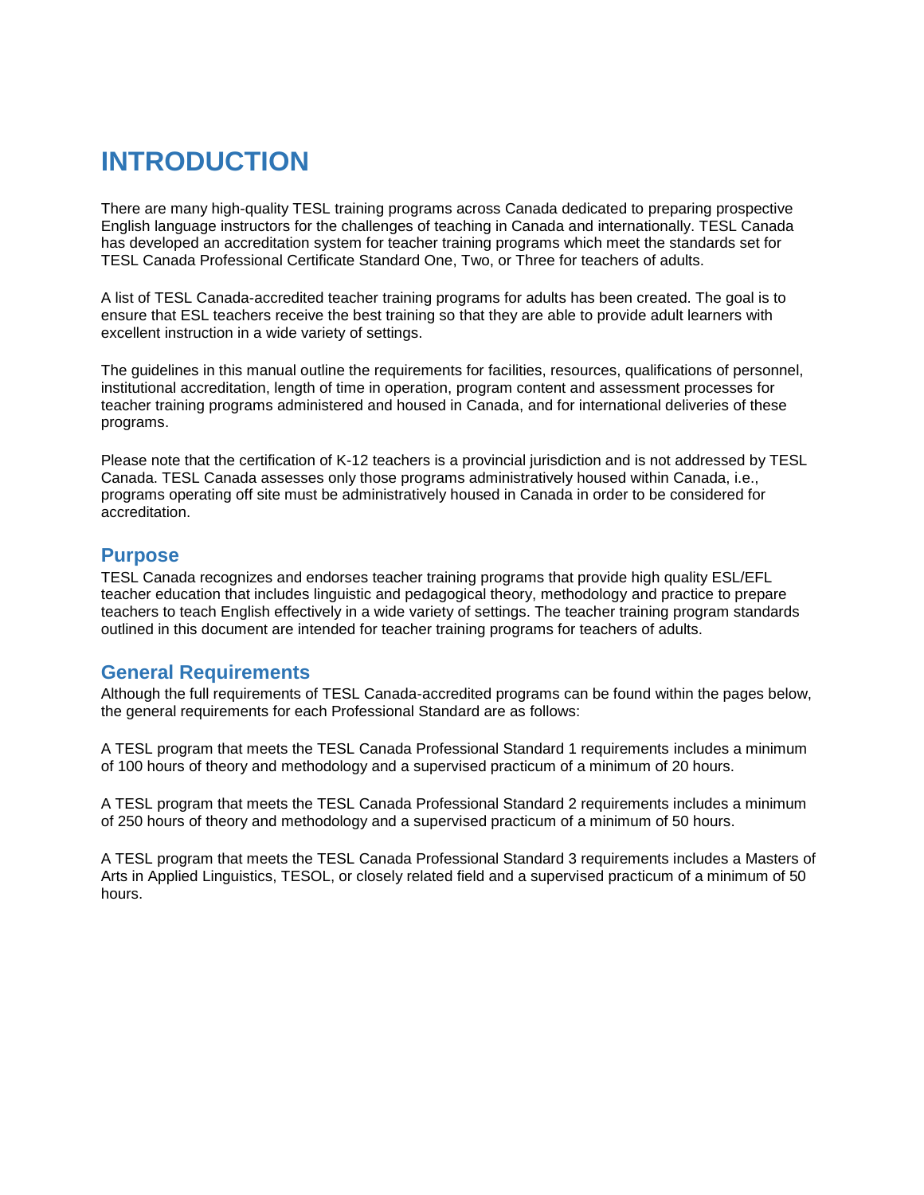# INTRODUCTION

There are many high-quality TESL training programs across Canada dedicated to preparing prospective English language instructors for the challenges of teaching in Canada and internationally. TESL Canada has developed an accreditation system for teacher training programs which meet the standards set for TESL Canada Professional Certificate Standard One, Two, or Three for teachers of adults.

A list of TESL Canada-accredited teacher training programs for adults has been created. The goal is to ensure that ESL teachers receive the best training so that they are able to provide adult learners with excellent instruction in a wide variety of settings.

The guidelines in this manual outline the requirements for facilities, resources, qualifications of personnel, institutional accreditation, length of time in operation, program content and assessment processes for teacher training programs administered and housed in Canada, and for international deliveries of these programs.

Please note that the certification of K-12 teachers is a provincial jurisdiction and is not addressed by TESL Canada. TESL Canada assesses only those programs administratively housed within Canada, i.e., programs operating off site must be administratively housed in Canada in order to be considered for accreditation.

## Purpose

TESL Canada recognizes and endorses teacher training programs that provide high quality ESL/EFL teacher education that includes linguistic and pedagogical theory, methodology and practice to prepare teachers to teach English effectively in a wide variety of settings. The teacher training program standards outlined in this document are intended for teacher training programs for teachers of adults.

## General Requirements

Although the full requirements of TESL Canada-accredited programs can be found within the pages below, the general requirements for each Professional Standard are as follows:

A TESL program that meets the TESL Canada Professional Standard 1 requirements includes a minimum of 100 hours of theory and methodology and a supervised practicum of a minimum of 20 hours.

A TESL program that meets the TESL Canada Professional Standard 2 requirements includes a minimum of 250 hours of theory and methodology and a supervised practicum of a minimum of 50 hours.

A TESL program that meets the TESL Canada Professional Standard 3 requirements includes a Masters of Arts in Applied Linguistics, TESOL, or closely related field and a supervised practicum of a minimum of 50 hours.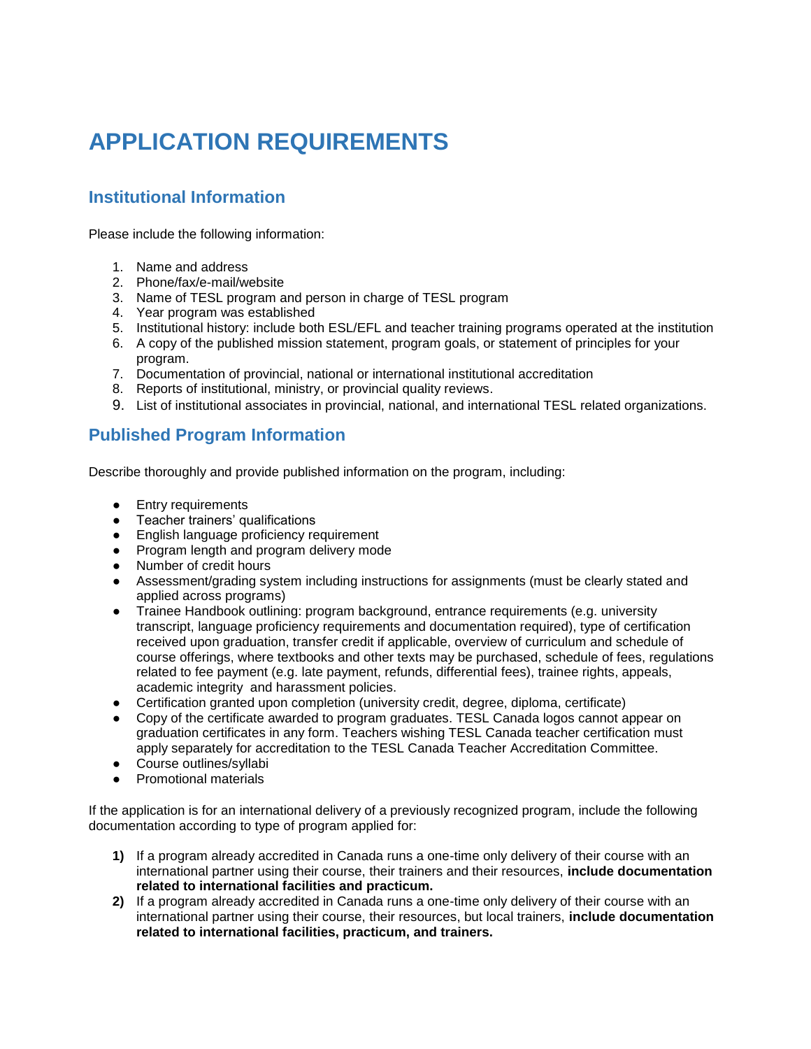# APPLICATION REQUIREMENTS

## Institutional Information

Please include the following information:

1. Name and address
2. Phone/fax/e-mail/website
3. Name of TESL program and person in charge of TESL program
4. Year program was established
5. Institutional history: include both ESL/EFL and teacher training programs operated at the institution
6. A copy of the published mission statement, program goals, or statement of principles for your program.
7. Documentation of provincial, national or international institutional accreditation
8. Reports of institutional, ministry, or provincial quality reviews.
9. List of institutional associates in provincial, national, and international TESL related organizations.

## Published Program Information

Describe thoroughly and provide published information on the program, including:

- Entry requirements
- Teacher trainers' qualifications
- English language proficiency requirement
- Program length and program delivery mode
- Number of credit hours
- Assessment/grading system including instructions for assignments (must be clearly stated and applied across programs)
- Trainee Handbook outlining: program background, entrance requirements (e.g. university transcript, language proficiency requirements and documentation required), type of certification received upon graduation, transfer credit if applicable, overview of curriculum and schedule of course offerings, where textbooks and other texts may be purchased, schedule of fees, regulations related to fee payment (e.g. late payment, refunds, differential fees), trainee rights, appeals, academic integrity and harassment policies.
- Certification granted upon completion (university credit, degree, diploma, certificate)
- Copy of the certificate awarded to program graduates. TESL Canada logos cannot appear on graduation certificates in any form. Teachers wishing TESL Canada teacher certification must apply separately for accreditation to the TESL Canada Teacher Accreditation Committee.
- Course outlines/syllabi
- Promotional materials

If the application is for an international delivery of a previously recognized program, include the following documentation according to type of program applied for:

1) If a program already accredited in Canada runs a one-time only delivery of their course with an international partner using their course, their trainers and their resources, **include documentation related to international facilities and practicum.**
2) If a program already accredited in Canada runs a one-time only delivery of their course with an international partner using their course, their resources, but local trainers, **include documentation related to international facilities, practicum, and trainers.**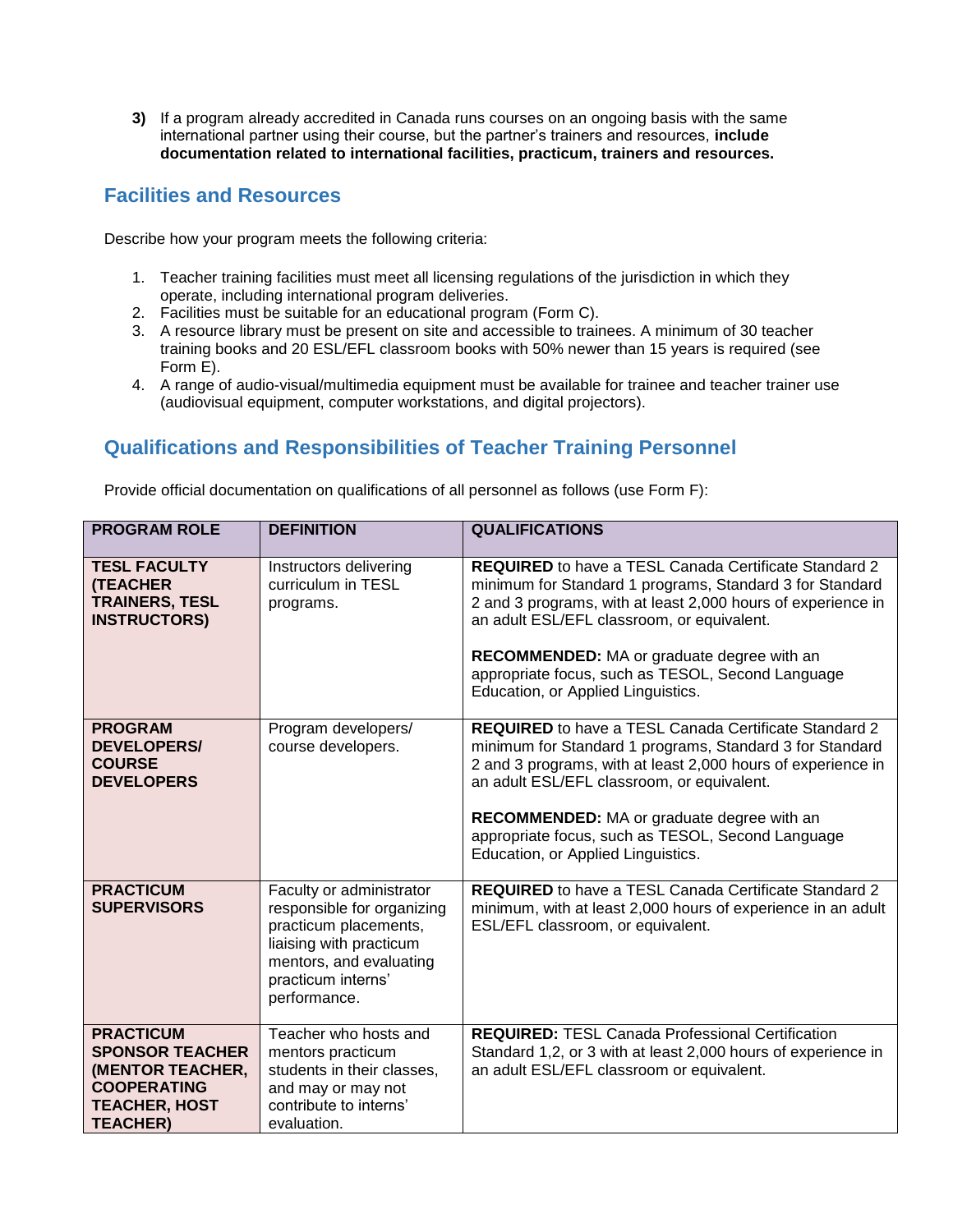3) If a program already accredited in Canada runs courses on an ongoing basis with the same international partner using their course, but the partner's trainers and resources, **include documentation related to international facilities, practicum, trainers and resources.**

## Facilities and Resources

Describe how your program meets the following criteria:

1. Teacher training facilities must meet all licensing regulations of the jurisdiction in which they operate, including international program deliveries.
2. Facilities must be suitable for an educational program (Form C).
3. A resource library must be present on site and accessible to trainees. A minimum of 30 teacher training books and 20 ESL/EFL classroom books with 50% newer than 15 years is required (see Form E).
4. A range of audio-visual/multimedia equipment must be available for trainee and teacher trainer use (audiovisual equipment, computer workstations, and digital projectors).

## Qualifications and Responsibilities of Teacher Training Personnel

Provide official documentation on qualifications of all personnel as follows (use Form F):

| PROGRAM ROLE | DEFINITION | QUALIFICATIONS |
|---|---|---|
| **TESL FACULTY (TEACHER TRAINERS, TESL INSTRUCTORS)** | Instructors delivering curriculum in TESL programs. | **REQUIRED** to have a TESL Canada Certificate Standard 2 minimum for Standard 1 programs, Standard 3 for Standard 2 and 3 programs, with at least 2,000 hours of experience in an adult ESL/EFL classroom, or equivalent.<br><br>**RECOMMENDED:** MA or graduate degree with an appropriate focus, such as TESOL, Second Language Education, or Applied Linguistics. |
| **PROGRAM DEVELOPERS/ COURSE DEVELOPERS** | Program developers/ course developers. | **REQUIRED** to have a TESL Canada Certificate Standard 2 minimum for Standard 1 programs, Standard 3 for Standard 2 and 3 programs, with at least 2,000 hours of experience in an adult ESL/EFL classroom, or equivalent.<br><br>**RECOMMENDED:** MA or graduate degree with an appropriate focus, such as TESOL, Second Language Education, or Applied Linguistics. |
| **PRACTICUM SUPERVISORS** | Faculty or administrator responsible for organizing practicum placements, liaising with practicum mentors, and evaluating practicum interns' performance. | **REQUIRED** to have a TESL Canada Certificate Standard 2 minimum, with at least 2,000 hours of experience in an adult ESL/EFL classroom, or equivalent. |
| **PRACTICUM SPONSOR TEACHER (MENTOR TEACHER, COOPERATING TEACHER, HOST TEACHER)** | Teacher who hosts and mentors practicum students in their classes, and may or may not contribute to interns' evaluation. | **REQUIRED:** TESL Canada Professional Certification Standard 1,2, or 3 with at least 2,000 hours of experience in an adult ESL/EFL classroom or equivalent. |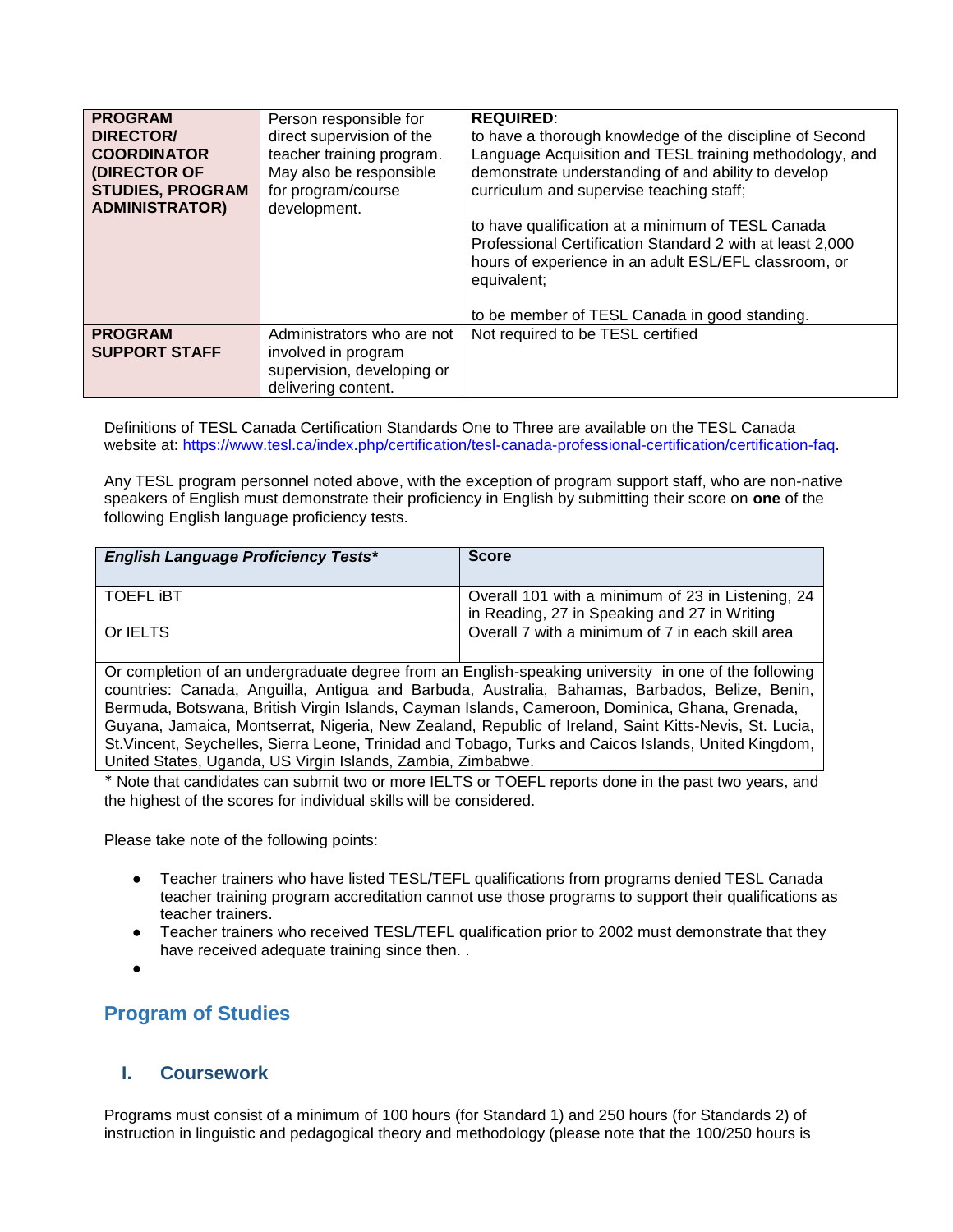| | | |
|---|---|---|
| **PROGRAM DIRECTOR/ COORDINATOR (DIRECTOR OF STUDIES, PROGRAM ADMINISTRATOR)** | Person responsible for direct supervision of the teacher training program. May also be responsible for program/course development. | **REQUIRED**:<br>to have a thorough knowledge of the discipline of Second Language Acquisition and TESL training methodology, and demonstrate understanding of and ability to develop curriculum and supervise teaching staff;<br><br>to have qualification at a minimum of TESL Canada Professional Certification Standard 2 with at least 2,000 hours of experience in an adult ESL/EFL classroom, or equivalent;<br><br>to be member of TESL Canada in good standing. |
| **PROGRAM SUPPORT STAFF** | Administrators who are not involved in program supervision, developing or delivering content. | Not required to be TESL certified |

Definitions of TESL Canada Certification Standards One to Three are available on the TESL Canada website at: https://www.tesl.ca/index.php/certification/tesl-canada-professional-certification/certification-faq.

Any TESL program personnel noted above, with the exception of program support staff, who are non-native speakers of English must demonstrate their proficiency in English by submitting their score on **one** of the following English language proficiency tests.

| ***English Language Proficiency Tests**** | **Score** |
|---|---|
| TOEFL iBT | Overall 101 with a minimum of 23 in Listening, 24 in Reading, 27 in Speaking and 27 in Writing |
| Or IELTS | Overall 7 with a minimum of 7 in each skill area |
| Or completion of an undergraduate degree from an English-speaking university in one of the following countries: Canada, Anguilla, Antigua and Barbuda, Australia, Bahamas, Barbados, Belize, Benin, Bermuda, Botswana, British Virgin Islands, Cayman Islands, Cameroon, Dominica, Ghana, Grenada, Guyana, Jamaica, Montserrat, Nigeria, New Zealand, Republic of Ireland, Saint Kitts-Nevis, St. Lucia, St.Vincent, Seychelles, Sierra Leone, Trinidad and Tobago, Turks and Caicos Islands, United Kingdom, United States, Uganda, US Virgin Islands, Zambia, Zimbabwe. | |

* Note that candidates can submit two or more IELTS or TOEFL reports done in the past two years, and the highest of the scores for individual skills will be considered.

Please take note of the following points:

- Teacher trainers who have listed TESL/TEFL qualifications from programs denied TESL Canada teacher training program accreditation cannot use those programs to support their qualifications as teacher trainers.
- Teacher trainers who received TESL/TEFL qualification prior to 2002 must demonstrate that they have received adequate training since then. .
-

## Program of Studies

### I. Coursework

Programs must consist of a minimum of 100 hours (for Standard 1) and 250 hours (for Standards 2) of instruction in linguistic and pedagogical theory and methodology (please note that the 100/250 hours is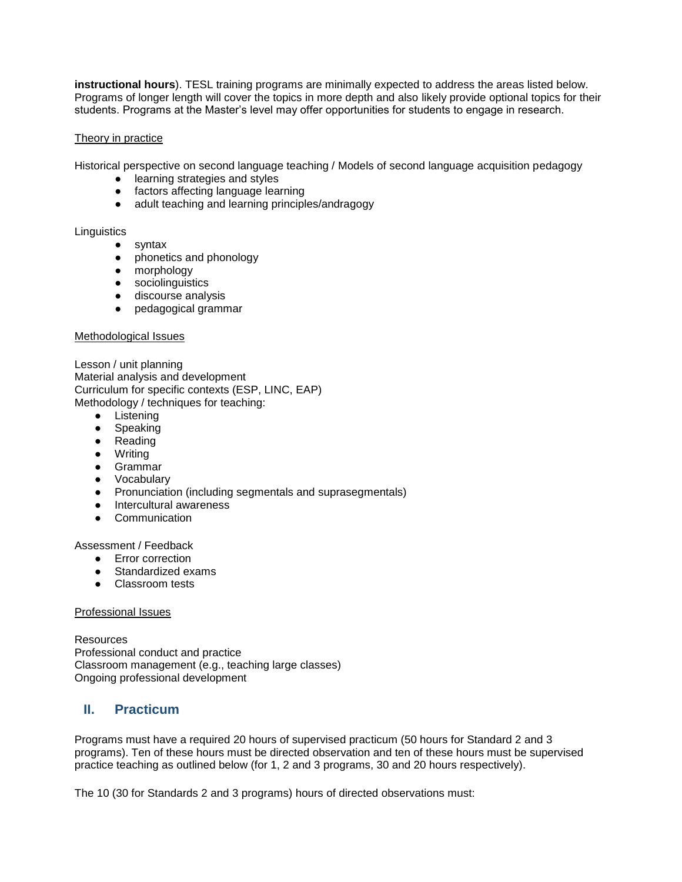**instructional hours**). TESL training programs are minimally expected to address the areas listed below. Programs of longer length will cover the topics in more depth and also likely provide optional topics for their students. Programs at the Master's level may offer opportunities for students to engage in research.

<u>Theory in practice</u>

Historical perspective on second language teaching / Models of second language acquisition pedagogy

- learning strategies and styles
- factors affecting language learning
- adult teaching and learning principles/andragogy

Linguistics

- syntax
- phonetics and phonology
- morphology
- sociolinguistics
- discourse analysis
- pedagogical grammar

<u>Methodological Issues</u>

Lesson / unit planning
Material analysis and development
Curriculum for specific contexts (ESP, LINC, EAP)
Methodology / techniques for teaching:

- Listening
- Speaking
- Reading
- Writing
- Grammar
- Vocabulary
- Pronunciation (including segmentals and suprasegmentals)
- Intercultural awareness
- Communication

Assessment / Feedback

- Error correction
- Standardized exams
- Classroom tests

<u>Professional Issues</u>

Resources
Professional conduct and practice
Classroom management (e.g., teaching large classes)
Ongoing professional development

## II. Practicum

Programs must have a required 20 hours of supervised practicum (50 hours for Standard 2 and 3 programs). Ten of these hours must be directed observation and ten of these hours must be supervised practice teaching as outlined below (for 1, 2 and 3 programs, 30 and 20 hours respectively).

The 10 (30 for Standards 2 and 3 programs) hours of directed observations must: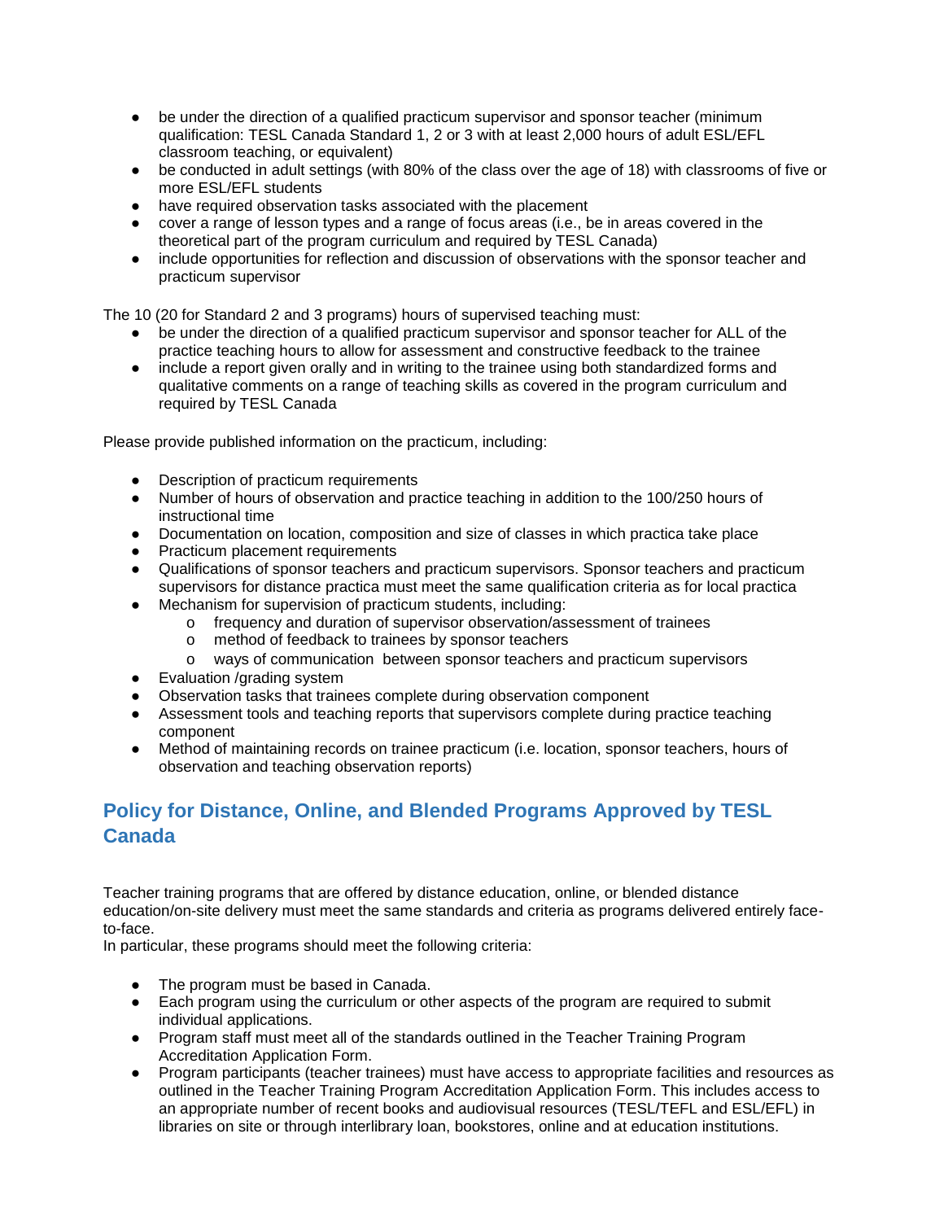- be under the direction of a qualified practicum supervisor and sponsor teacher (minimum qualification: TESL Canada Standard 1, 2 or 3 with at least 2,000 hours of adult ESL/EFL classroom teaching, or equivalent)
- be conducted in adult settings (with 80% of the class over the age of 18) with classrooms of five or more ESL/EFL students
- have required observation tasks associated with the placement
- cover a range of lesson types and a range of focus areas (i.e., be in areas covered in the theoretical part of the program curriculum and required by TESL Canada)
- include opportunities for reflection and discussion of observations with the sponsor teacher and practicum supervisor

The 10 (20 for Standard 2 and 3 programs) hours of supervised teaching must:

- be under the direction of a qualified practicum supervisor and sponsor teacher for ALL of the practice teaching hours to allow for assessment and constructive feedback to the trainee
- include a report given orally and in writing to the trainee using both standardized forms and qualitative comments on a range of teaching skills as covered in the program curriculum and required by TESL Canada

Please provide published information on the practicum, including:

- Description of practicum requirements
- Number of hours of observation and practice teaching in addition to the 100/250 hours of instructional time
- Documentation on location, composition and size of classes in which practica take place
- Practicum placement requirements
- Qualifications of sponsor teachers and practicum supervisors. Sponsor teachers and practicum supervisors for distance practica must meet the same qualification criteria as for local practica
- Mechanism for supervision of practicum students, including:
    - frequency and duration of supervisor observation/assessment of trainees
    - method of feedback to trainees by sponsor teachers
    - ways of communication between sponsor teachers and practicum supervisors
- Evaluation /grading system
- Observation tasks that trainees complete during observation component
- Assessment tools and teaching reports that supervisors complete during practice teaching component
- Method of maintaining records on trainee practicum (i.e. location, sponsor teachers, hours of observation and teaching observation reports)

## Policy for Distance, Online, and Blended Programs Approved by TESL Canada

Teacher training programs that are offered by distance education, online, or blended distance education/on-site delivery must meet the same standards and criteria as programs delivered entirely face-to-face.
In particular, these programs should meet the following criteria:

- The program must be based in Canada.
- Each program using the curriculum or other aspects of the program are required to submit individual applications.
- Program staff must meet all of the standards outlined in the Teacher Training Program Accreditation Application Form.
- Program participants (teacher trainees) must have access to appropriate facilities and resources as outlined in the Teacher Training Program Accreditation Application Form. This includes access to an appropriate number of recent books and audiovisual resources (TESL/TEFL and ESL/EFL) in libraries on site or through interlibrary loan, bookstores, online and at education institutions.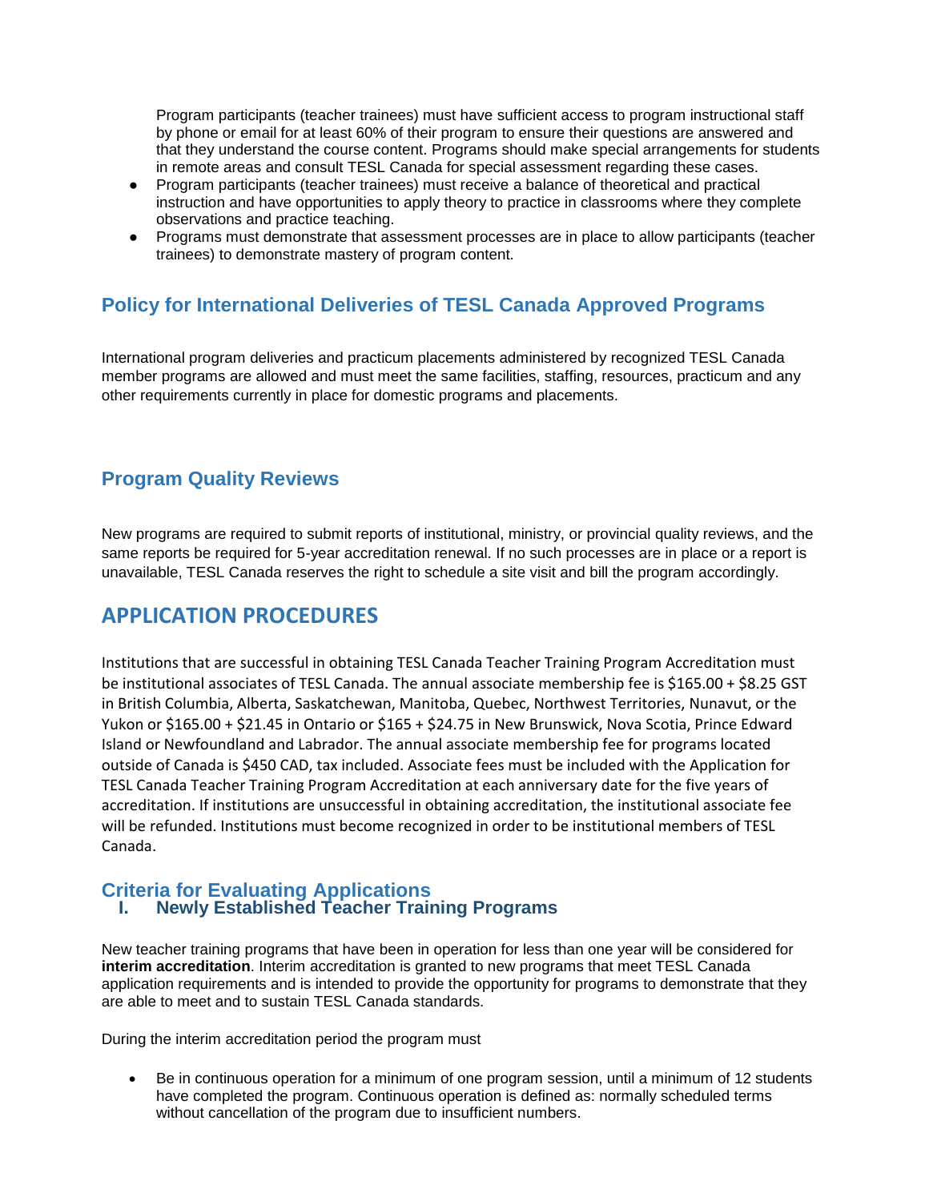Program participants (teacher trainees) must have sufficient access to program instructional staff by phone or email for at least 60% of their program to ensure their questions are answered and that they understand the course content. Programs should make special arrangements for students in remote areas and consult TESL Canada for special assessment regarding these cases.

- Program participants (teacher trainees) must receive a balance of theoretical and practical instruction and have opportunities to apply theory to practice in classrooms where they complete observations and practice teaching.
- Programs must demonstrate that assessment processes are in place to allow participants (teacher trainees) to demonstrate mastery of program content.

### Policy for International Deliveries of TESL Canada Approved Programs

International program deliveries and practicum placements administered by recognized TESL Canada member programs are allowed and must meet the same facilities, staffing, resources, practicum and any other requirements currently in place for domestic programs and placements.

### Program Quality Reviews

New programs are required to submit reports of institutional, ministry, or provincial quality reviews, and the same reports be required for 5-year accreditation renewal. If no such processes are in place or a report is unavailable, TESL Canada reserves the right to schedule a site visit and bill the program accordingly.

## APPLICATION PROCEDURES

Institutions that are successful in obtaining TESL Canada Teacher Training Program Accreditation must be institutional associates of TESL Canada. The annual associate membership fee is $165.00 + $8.25 GST in British Columbia, Alberta, Saskatchewan, Manitoba, Quebec, Northwest Territories, Nunavut, or the Yukon or $165.00 + $21.45 in Ontario or $165 + $24.75 in New Brunswick, Nova Scotia, Prince Edward Island or Newfoundland and Labrador. The annual associate membership fee for programs located outside of Canada is $450 CAD, tax included. Associate fees must be included with the Application for TESL Canada Teacher Training Program Accreditation at each anniversary date for the five years of accreditation. If institutions are unsuccessful in obtaining accreditation, the institutional associate fee will be refunded. Institutions must become recognized in order to be institutional members of TESL Canada.

### Criteria for Evaluating Applications

#### I. Newly Established Teacher Training Programs

New teacher training programs that have been in operation for less than one year will be considered for **interim accreditation**. Interim accreditation is granted to new programs that meet TESL Canada application requirements and is intended to provide the opportunity for programs to demonstrate that they are able to meet and to sustain TESL Canada standards.

During the interim accreditation period the program must

- Be in continuous operation for a minimum of one program session, until a minimum of 12 students have completed the program. Continuous operation is defined as: normally scheduled terms without cancellation of the program due to insufficient numbers.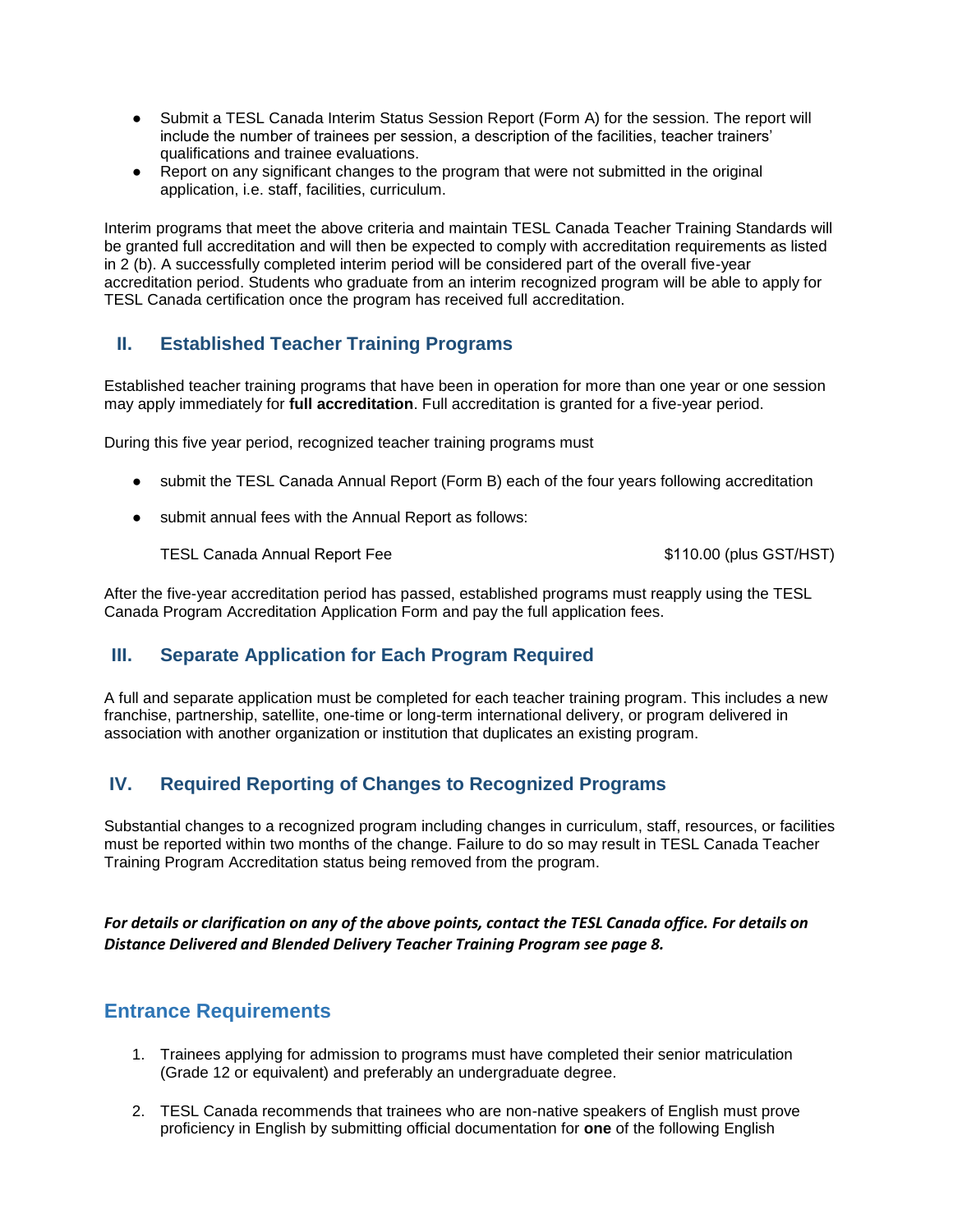- Submit a TESL Canada Interim Status Session Report (Form A) for the session. The report will include the number of trainees per session, a description of the facilities, teacher trainers' qualifications and trainee evaluations.
- Report on any significant changes to the program that were not submitted in the original application, i.e. staff, facilities, curriculum.

Interim programs that meet the above criteria and maintain TESL Canada Teacher Training Standards will be granted full accreditation and will then be expected to comply with accreditation requirements as listed in 2 (b). A successfully completed interim period will be considered part of the overall five-year accreditation period. Students who graduate from an interim recognized program will be able to apply for TESL Canada certification once the program has received full accreditation.

## II. Established Teacher Training Programs

Established teacher training programs that have been in operation for more than one year or one session may apply immediately for **full accreditation**. Full accreditation is granted for a five-year period.

During this five year period, recognized teacher training programs must

- submit the TESL Canada Annual Report (Form B) each of the four years following accreditation
- submit annual fees with the Annual Report as follows:

| | |
|---|---|
| TESL Canada Annual Report Fee | $110.00 (plus GST/HST) |

After the five-year accreditation period has passed, established programs must reapply using the TESL Canada Program Accreditation Application Form and pay the full application fees.

## III. Separate Application for Each Program Required

A full and separate application must be completed for each teacher training program. This includes a new franchise, partnership, satellite, one-time or long-term international delivery, or program delivered in association with another organization or institution that duplicates an existing program.

## IV. Required Reporting of Changes to Recognized Programs

Substantial changes to a recognized program including changes in curriculum, staff, resources, or facilities must be reported within two months of the change. Failure to do so may result in TESL Canada Teacher Training Program Accreditation status being removed from the program.

***For details or clarification on any of the above points, contact the TESL Canada office. For details on Distance Delivered and Blended Delivery Teacher Training Program see page 8.***

## Entrance Requirements

1. Trainees applying for admission to programs must have completed their senior matriculation (Grade 12 or equivalent) and preferably an undergraduate degree.

2. TESL Canada recommends that trainees who are non-native speakers of English must prove proficiency in English by submitting official documentation for **one** of the following English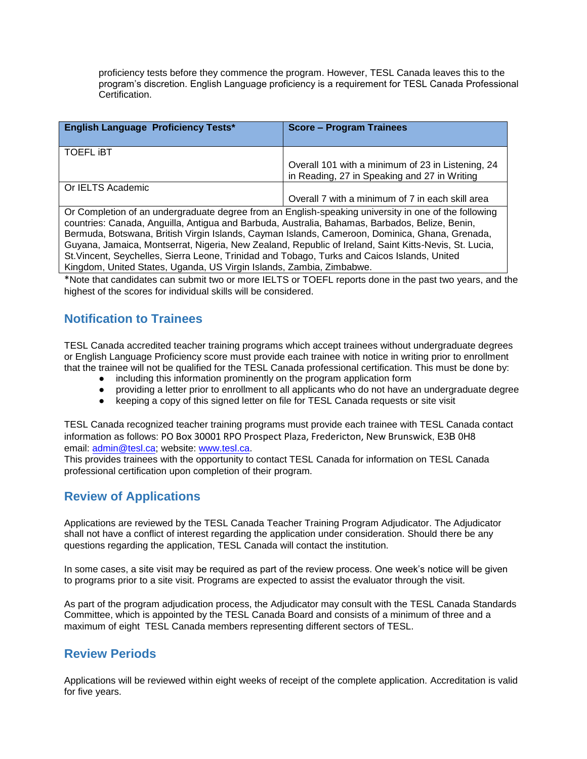proficiency tests before they commence the program. However, TESL Canada leaves this to the program's discretion. English Language proficiency is a requirement for TESL Canada Professional Certification.

| English Language Proficiency Tests* | Score – Program Trainees |
|---|---|
| TOEFL iBT | Overall 101 with a minimum of 23 in Listening, 24 in Reading, 27 in Speaking and 27 in Writing |
| Or IELTS Academic | Overall 7 with a minimum of 7 in each skill area |
| Or Completion of an undergraduate degree from an English-speaking university in one of the following countries: Canada, Anguilla, Antigua and Barbuda, Australia, Bahamas, Barbados, Belize, Benin, Bermuda, Botswana, British Virgin Islands, Cayman Islands, Cameroon, Dominica, Ghana, Grenada, Guyana, Jamaica, Montserrat, Nigeria, New Zealand, Republic of Ireland, Saint Kitts-Nevis, St. Lucia, St.Vincent, Seychelles, Sierra Leone, Trinidad and Tobago, Turks and Caicos Islands, United Kingdom, United States, Uganda, US Virgin Islands, Zambia, Zimbabwe. | |

*Note that candidates can submit two or more IELTS or TOEFL reports done in the past two years, and the highest of the scores for individual skills will be considered.

## Notification to Trainees

TESL Canada accredited teacher training programs which accept trainees without undergraduate degrees or English Language Proficiency score must provide each trainee with notice in writing prior to enrollment that the trainee will not be qualified for the TESL Canada professional certification. This must be done by:

- including this information prominently on the program application form
- providing a letter prior to enrollment to all applicants who do not have an undergraduate degree
- keeping a copy of this signed letter on file for TESL Canada requests or site visit

TESL Canada recognized teacher training programs must provide each trainee with TESL Canada contact information as follows: PO Box 30001 RPO Prospect Plaza, Fredericton, New Brunswick, E3B 0H8 email: admin@tesl.ca; website: www.tesl.ca.
This provides trainees with the opportunity to contact TESL Canada for information on TESL Canada professional certification upon completion of their program.

## Review of Applications

Applications are reviewed by the TESL Canada Teacher Training Program Adjudicator. The Adjudicator shall not have a conflict of interest regarding the application under consideration. Should there be any questions regarding the application, TESL Canada will contact the institution.

In some cases, a site visit may be required as part of the review process. One week's notice will be given to programs prior to a site visit. Programs are expected to assist the evaluator through the visit.

As part of the program adjudication process, the Adjudicator may consult with the TESL Canada Standards Committee, which is appointed by the TESL Canada Board and consists of a minimum of three and a maximum of eight TESL Canada members representing different sectors of TESL.

## Review Periods

Applications will be reviewed within eight weeks of receipt of the complete application. Accreditation is valid for five years.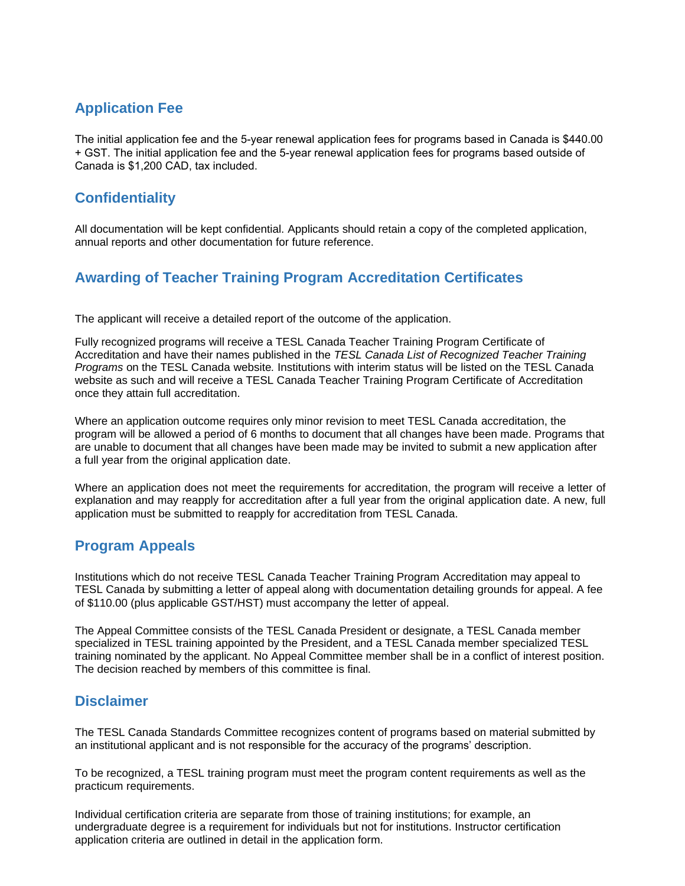## Application Fee

The initial application fee and the 5-year renewal application fees for programs based in Canada is $440.00 + GST. The initial application fee and the 5-year renewal application fees for programs based outside of Canada is $1,200 CAD, tax included.

## Confidentiality

All documentation will be kept confidential. Applicants should retain a copy of the completed application, annual reports and other documentation for future reference.

## Awarding of Teacher Training Program Accreditation Certificates

The applicant will receive a detailed report of the outcome of the application.

Fully recognized programs will receive a TESL Canada Teacher Training Program Certificate of Accreditation and have their names published in the *TESL Canada List of Recognized Teacher Training Programs* on the TESL Canada website. Institutions with interim status will be listed on the TESL Canada website as such and will receive a TESL Canada Teacher Training Program Certificate of Accreditation once they attain full accreditation.

Where an application outcome requires only minor revision to meet TESL Canada accreditation, the program will be allowed a period of 6 months to document that all changes have been made. Programs that are unable to document that all changes have been made may be invited to submit a new application after a full year from the original application date.

Where an application does not meet the requirements for accreditation, the program will receive a letter of explanation and may reapply for accreditation after a full year from the original application date. A new, full application must be submitted to reapply for accreditation from TESL Canada.

## Program Appeals

Institutions which do not receive TESL Canada Teacher Training Program Accreditation may appeal to TESL Canada by submitting a letter of appeal along with documentation detailing grounds for appeal. A fee of $110.00 (plus applicable GST/HST) must accompany the letter of appeal.

The Appeal Committee consists of the TESL Canada President or designate, a TESL Canada member specialized in TESL training appointed by the President, and a TESL Canada member specialized TESL training nominated by the applicant. No Appeal Committee member shall be in a conflict of interest position. The decision reached by members of this committee is final.

## Disclaimer

The TESL Canada Standards Committee recognizes content of programs based on material submitted by an institutional applicant and is not responsible for the accuracy of the programs' description.

To be recognized, a TESL training program must meet the program content requirements as well as the practicum requirements.

Individual certification criteria are separate from those of training institutions; for example, an undergraduate degree is a requirement for individuals but not for institutions. Instructor certification application criteria are outlined in detail in the application form.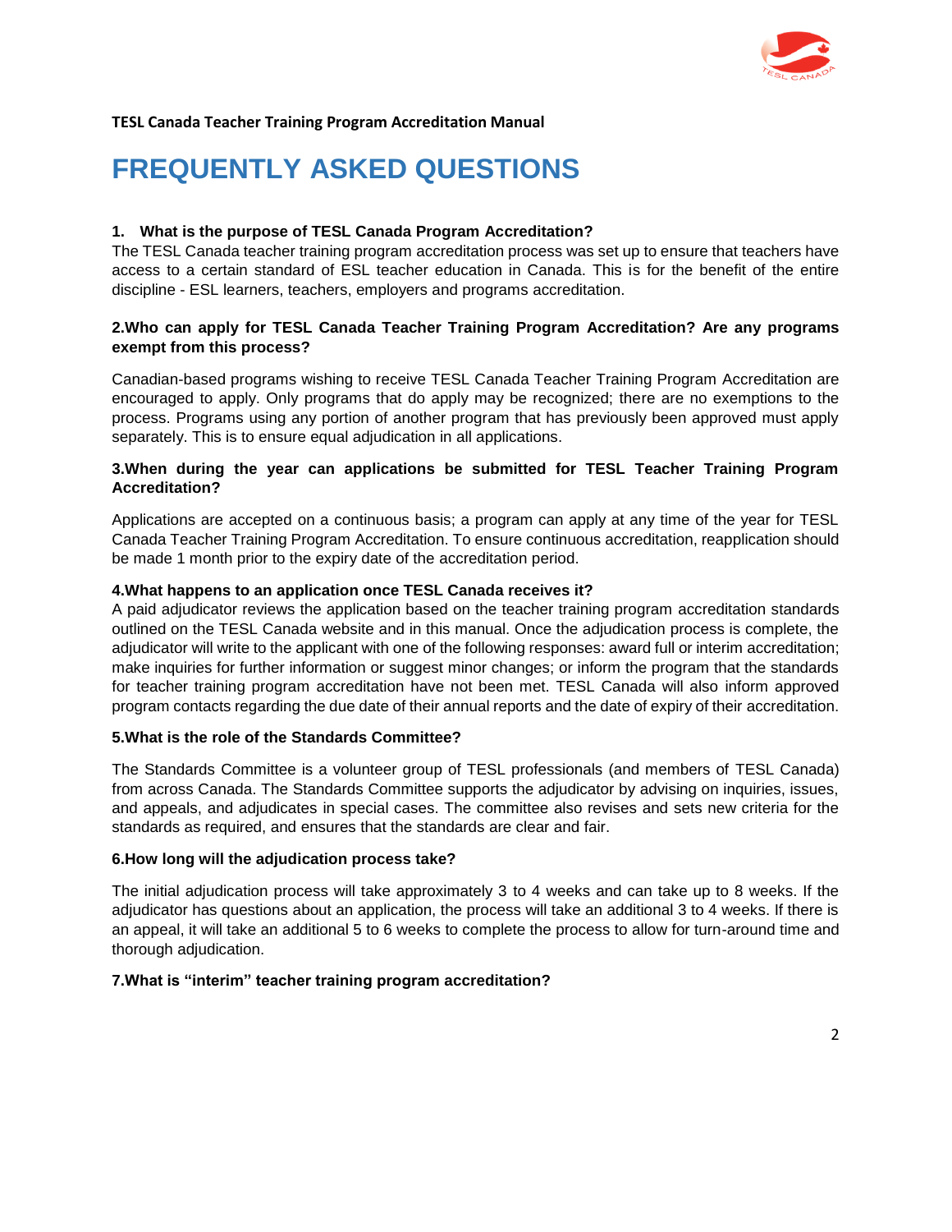# FREQUENTLY ASKED QUESTIONS

**1. What is the purpose of TESL Canada Program Accreditation?**

The TESL Canada teacher training program accreditation process was set up to ensure that teachers have access to a certain standard of ESL teacher education in Canada. This is for the benefit of the entire discipline - ESL learners, teachers, employers and programs accreditation.

**2.Who can apply for TESL Canada Teacher Training Program Accreditation? Are any programs exempt from this process?**

Canadian-based programs wishing to receive TESL Canada Teacher Training Program Accreditation are encouraged to apply. Only programs that do apply may be recognized; there are no exemptions to the process. Programs using any portion of another program that has previously been approved must apply separately. This is to ensure equal adjudication in all applications.

**3.When during the year can applications be submitted for TESL Teacher Training Program Accreditation?**

Applications are accepted on a continuous basis; a program can apply at any time of the year for TESL Canada Teacher Training Program Accreditation. To ensure continuous accreditation, reapplication should be made 1 month prior to the expiry date of the accreditation period.

**4.What happens to an application once TESL Canada receives it?**

A paid adjudicator reviews the application based on the teacher training program accreditation standards outlined on the TESL Canada website and in this manual. Once the adjudication process is complete, the adjudicator will write to the applicant with one of the following responses: award full or interim accreditation; make inquiries for further information or suggest minor changes; or inform the program that the standards for teacher training program accreditation have not been met. TESL Canada will also inform approved program contacts regarding the due date of their annual reports and the date of expiry of their accreditation.

**5.What is the role of the Standards Committee?**

The Standards Committee is a volunteer group of TESL professionals (and members of TESL Canada) from across Canada. The Standards Committee supports the adjudicator by advising on inquiries, issues, and appeals, and adjudicates in special cases. The committee also revises and sets new criteria for the standards as required, and ensures that the standards are clear and fair.

**6.How long will the adjudication process take?**

The initial adjudication process will take approximately 3 to 4 weeks and can take up to 8 weeks. If the adjudicator has questions about an application, the process will take an additional 3 to 4 weeks. If there is an appeal, it will take an additional 5 to 6 weeks to complete the process to allow for turn-around time and thorough adjudication.

**7.What is "interim" teacher training program accreditation?**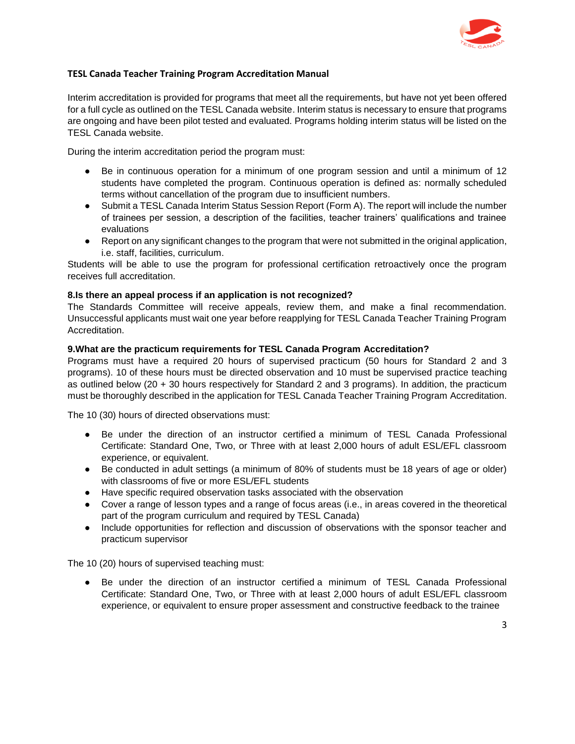**TESL Canada Teacher Training Program Accreditation Manual**

Interim accreditation is provided for programs that meet all the requirements, but have not yet been offered for a full cycle as outlined on the TESL Canada website. Interim status is necessary to ensure that programs are ongoing and have been pilot tested and evaluated. Programs holding interim status will be listed on the TESL Canada website.

During the interim accreditation period the program must:

- Be in continuous operation for a minimum of one program session and until a minimum of 12 students have completed the program. Continuous operation is defined as: normally scheduled terms without cancellation of the program due to insufficient numbers.
- Submit a TESL Canada Interim Status Session Report (Form A). The report will include the number of trainees per session, a description of the facilities, teacher trainers' qualifications and trainee evaluations
- Report on any significant changes to the program that were not submitted in the original application, i.e. staff, facilities, curriculum.

Students will be able to use the program for professional certification retroactively once the program receives full accreditation.

**8.Is there an appeal process if an application is not recognized?**

The Standards Committee will receive appeals, review them, and make a final recommendation. Unsuccessful applicants must wait one year before reapplying for TESL Canada Teacher Training Program Accreditation.

**9.What are the practicum requirements for TESL Canada Program Accreditation?**

Programs must have a required 20 hours of supervised practicum (50 hours for Standard 2 and 3 programs). 10 of these hours must be directed observation and 10 must be supervised practice teaching as outlined below (20 + 30 hours respectively for Standard 2 and 3 programs). In addition, the practicum must be thoroughly described in the application for TESL Canada Teacher Training Program Accreditation.

The 10 (30) hours of directed observations must:

- Be under the direction of an instructor certified a minimum of TESL Canada Professional Certificate: Standard One, Two, or Three with at least 2,000 hours of adult ESL/EFL classroom experience, or equivalent.
- Be conducted in adult settings (a minimum of 80% of students must be 18 years of age or older) with classrooms of five or more ESL/EFL students
- Have specific required observation tasks associated with the observation
- Cover a range of lesson types and a range of focus areas (i.e., in areas covered in the theoretical part of the program curriculum and required by TESL Canada)
- Include opportunities for reflection and discussion of observations with the sponsor teacher and practicum supervisor

The 10 (20) hours of supervised teaching must:

- Be under the direction of an instructor certified a minimum of TESL Canada Professional Certificate: Standard One, Two, or Three with at least 2,000 hours of adult ESL/EFL classroom experience, or equivalent to ensure proper assessment and constructive feedback to the trainee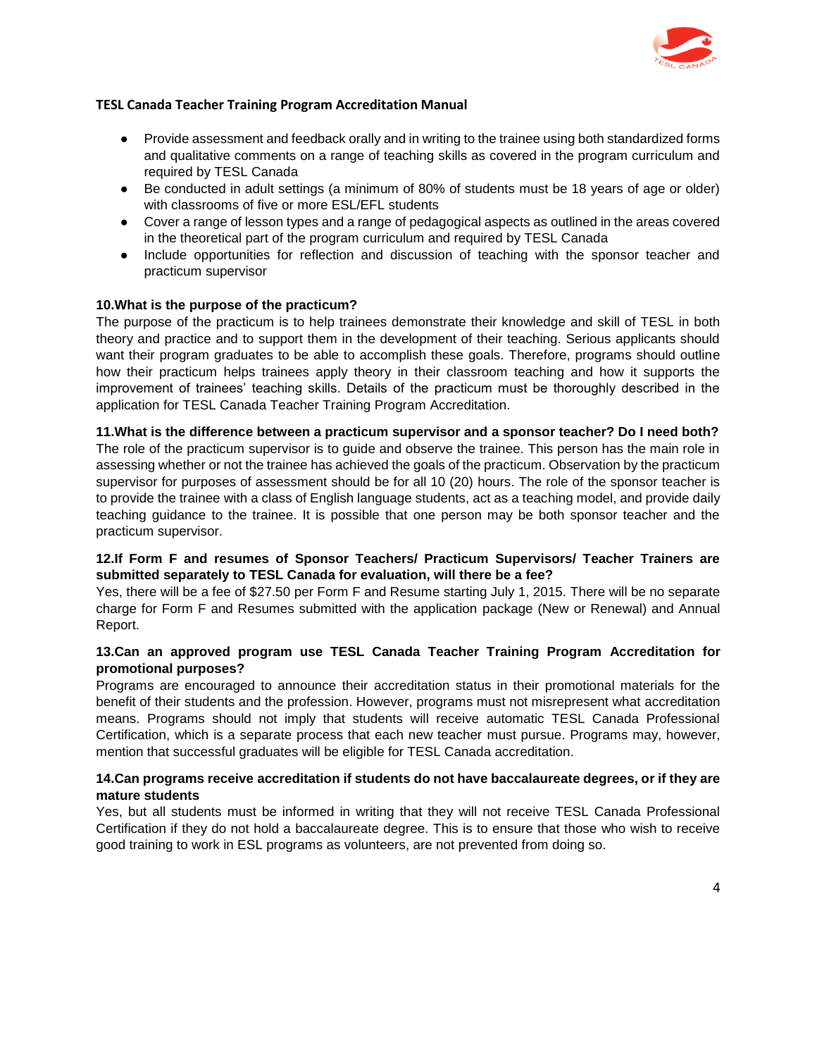- Provide assessment and feedback orally and in writing to the trainee using both standardized forms and qualitative comments on a range of teaching skills as covered in the program curriculum and required by TESL Canada
- Be conducted in adult settings (a minimum of 80% of students must be 18 years of age or older) with classrooms of five or more ESL/EFL students
- Cover a range of lesson types and a range of pedagogical aspects as outlined in the areas covered in the theoretical part of the program curriculum and required by TESL Canada
- Include opportunities for reflection and discussion of teaching with the sponsor teacher and practicum supervisor

**10.What is the purpose of the practicum?**

The purpose of the practicum is to help trainees demonstrate their knowledge and skill of TESL in both theory and practice and to support them in the development of their teaching. Serious applicants should want their program graduates to be able to accomplish these goals. Therefore, programs should outline how their practicum helps trainees apply theory in their classroom teaching and how it supports the improvement of trainees' teaching skills. Details of the practicum must be thoroughly described in the application for TESL Canada Teacher Training Program Accreditation.

**11.What is the difference between a practicum supervisor and a sponsor teacher? Do I need both?**

The role of the practicum supervisor is to guide and observe the trainee. This person has the main role in assessing whether or not the trainee has achieved the goals of the practicum. Observation by the practicum supervisor for purposes of assessment should be for all 10 (20) hours. The role of the sponsor teacher is to provide the trainee with a class of English language students, act as a teaching model, and provide daily teaching guidance to the trainee. It is possible that one person may be both sponsor teacher and the practicum supervisor.

**12.If Form F and resumes of Sponsor Teachers/ Practicum Supervisors/ Teacher Trainers are submitted separately to TESL Canada for evaluation, will there be a fee?**

Yes, there will be a fee of $27.50 per Form F and Resume starting July 1, 2015. There will be no separate charge for Form F and Resumes submitted with the application package (New or Renewal) and Annual Report.

**13.Can an approved program use TESL Canada Teacher Training Program Accreditation for promotional purposes?**

Programs are encouraged to announce their accreditation status in their promotional materials for the benefit of their students and the profession. However, programs must not misrepresent what accreditation means. Programs should not imply that students will receive automatic TESL Canada Professional Certification, which is a separate process that each new teacher must pursue. Programs may, however, mention that successful graduates will be eligible for TESL Canada accreditation.

**14.Can programs receive accreditation if students do not have baccalaureate degrees, or if they are mature students**

Yes, but all students must be informed in writing that they will not receive TESL Canada Professional Certification if they do not hold a baccalaureate degree. This is to ensure that those who wish to receive good training to work in ESL programs as volunteers, are not prevented from doing so.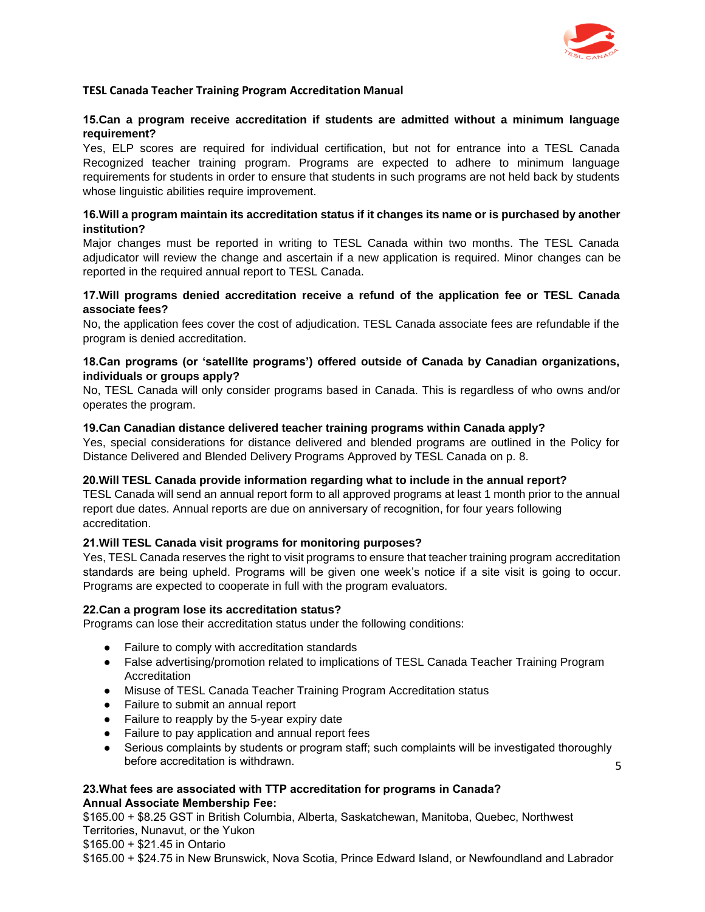**TESL Canada Teacher Training Program Accreditation Manual**

**15.Can a program receive accreditation if students are admitted without a minimum language requirement?**

Yes, ELP scores are required for individual certification, but not for entrance into a TESL Canada Recognized teacher training program. Programs are expected to adhere to minimum language requirements for students in order to ensure that students in such programs are not held back by students whose linguistic abilities require improvement.

**16.Will a program maintain its accreditation status if it changes its name or is purchased by another institution?**

Major changes must be reported in writing to TESL Canada within two months. The TESL Canada adjudicator will review the change and ascertain if a new application is required. Minor changes can be reported in the required annual report to TESL Canada.

**17.Will programs denied accreditation receive a refund of the application fee or TESL Canada associate fees?**

No, the application fees cover the cost of adjudication. TESL Canada associate fees are refundable if the program is denied accreditation.

**18.Can programs (or 'satellite programs') offered outside of Canada by Canadian organizations, individuals or groups apply?**

No, TESL Canada will only consider programs based in Canada. This is regardless of who owns and/or operates the program.

**19.Can Canadian distance delivered teacher training programs within Canada apply?**

Yes, special considerations for distance delivered and blended programs are outlined in the Policy for Distance Delivered and Blended Delivery Programs Approved by TESL Canada on p. 8.

**20.Will TESL Canada provide information regarding what to include in the annual report?**

TESL Canada will send an annual report form to all approved programs at least 1 month prior to the annual report due dates. Annual reports are due on anniversary of recognition, for four years following accreditation.

**21.Will TESL Canada visit programs for monitoring purposes?**

Yes, TESL Canada reserves the right to visit programs to ensure that teacher training program accreditation standards are being upheld. Programs will be given one week's notice if a site visit is going to occur. Programs are expected to cooperate in full with the program evaluators.

**22.Can a program lose its accreditation status?**

Programs can lose their accreditation status under the following conditions:

- Failure to comply with accreditation standards
- False advertising/promotion related to implications of TESL Canada Teacher Training Program Accreditation
- Misuse of TESL Canada Teacher Training Program Accreditation status
- Failure to submit an annual report
- Failure to reapply by the 5-year expiry date
- Failure to pay application and annual report fees
- Serious complaints by students or program staff; such complaints will be investigated thoroughly before accreditation is withdrawn.

**23.What fees are associated with TTP accreditation for programs in Canada?**

**Annual Associate Membership Fee:**

$165.00 + $8.25 GST in British Columbia, Alberta, Saskatchewan, Manitoba, Quebec, Northwest Territories, Nunavut, or the Yukon

$165.00 + $21.45 in Ontario

$165.00 + $24.75 in New Brunswick, Nova Scotia, Prince Edward Island, or Newfoundland and Labrador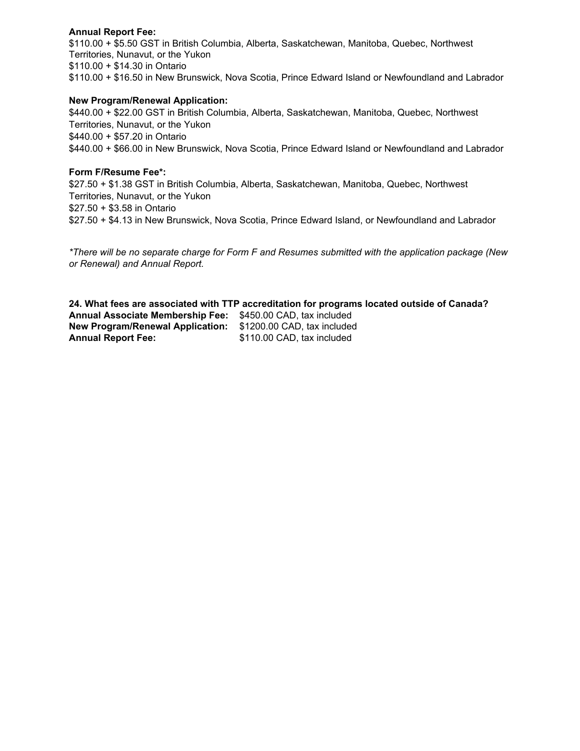**Annual Report Fee:**
$110.00 + $5.50 GST in British Columbia, Alberta, Saskatchewan, Manitoba, Quebec, Northwest Territories, Nunavut, or the Yukon
$110.00 + $14.30 in Ontario
$110.00 + $16.50 in New Brunswick, Nova Scotia, Prince Edward Island or Newfoundland and Labrador

**New Program/Renewal Application:**
$440.00 + $22.00 GST in British Columbia, Alberta, Saskatchewan, Manitoba, Quebec, Northwest Territories, Nunavut, or the Yukon
$440.00 + $57.20 in Ontario
$440.00 + $66.00 in New Brunswick, Nova Scotia, Prince Edward Island or Newfoundland and Labrador

**Form F/Resume Fee*:**
$27.50 + $1.38 GST in British Columbia, Alberta, Saskatchewan, Manitoba, Quebec, Northwest Territories, Nunavut, or the Yukon
$27.50 + $3.58 in Ontario
$27.50 + $4.13 in New Brunswick, Nova Scotia, Prince Edward Island, or Newfoundland and Labrador

*\*There will be no separate charge for Form F and Resumes submitted with the application package (New or Renewal) and Annual Report.*

**24. What fees are associated with TTP accreditation for programs located outside of Canada?**

| | |
|---|---|
| **Annual Associate Membership Fee:** | $450.00 CAD, tax included |
| **New Program/Renewal Application:** | $1200.00 CAD, tax included |
| **Annual Report Fee:** | $110.00 CAD, tax included |